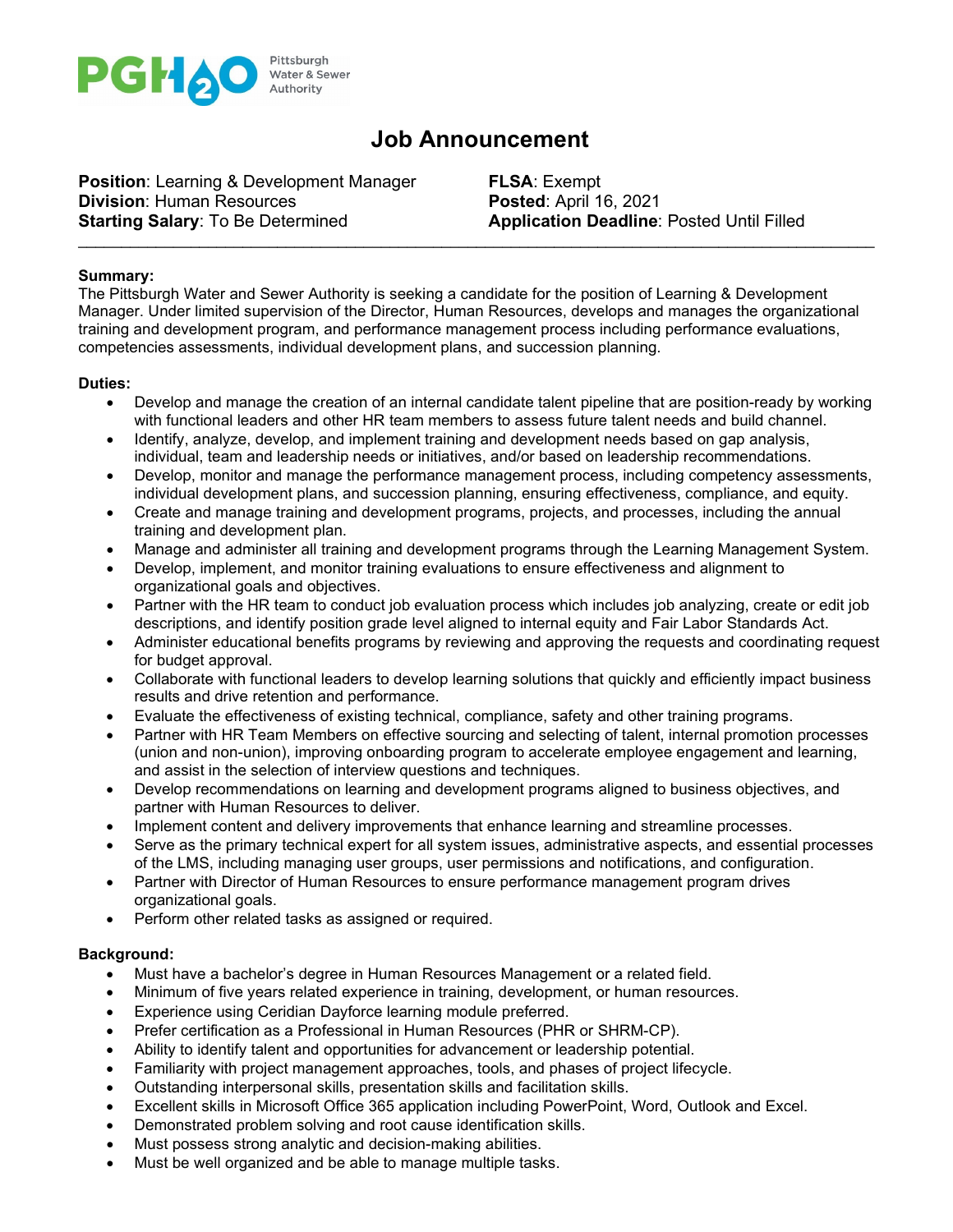PGH2O Pittsburgh Water & Sewer Authority

# Job Announcement

**Position**: Learning & Development Manager
**Division**: Human Resources
**Starting Salary**: To Be Determined

**FLSA**: Exempt
**Posted**: April 16, 2021
**Application Deadline**: Posted Until Filled

---

**Summary:**
The Pittsburgh Water and Sewer Authority is seeking a candidate for the position of Learning & Development Manager. Under limited supervision of the Director, Human Resources, develops and manages the organizational training and development program, and performance management process including performance evaluations, competencies assessments, individual development plans, and succession planning.

**Duties:**

- Develop and manage the creation of an internal candidate talent pipeline that are position-ready by working with functional leaders and other HR team members to assess future talent needs and build channel.
- Identify, analyze, develop, and implement training and development needs based on gap analysis, individual, team and leadership needs or initiatives, and/or based on leadership recommendations.
- Develop, monitor and manage the performance management process, including competency assessments, individual development plans, and succession planning, ensuring effectiveness, compliance, and equity.
- Create and manage training and development programs, projects, and processes, including the annual training and development plan.
- Manage and administer all training and development programs through the Learning Management System.
- Develop, implement, and monitor training evaluations to ensure effectiveness and alignment to organizational goals and objectives.
- Partner with the HR team to conduct job evaluation process which includes job analyzing, create or edit job descriptions, and identify position grade level aligned to internal equity and Fair Labor Standards Act.
- Administer educational benefits programs by reviewing and approving the requests and coordinating request for budget approval.
- Collaborate with functional leaders to develop learning solutions that quickly and efficiently impact business results and drive retention and performance.
- Evaluate the effectiveness of existing technical, compliance, safety and other training programs.
- Partner with HR Team Members on effective sourcing and selecting of talent, internal promotion processes (union and non-union), improving onboarding program to accelerate employee engagement and learning, and assist in the selection of interview questions and techniques.
- Develop recommendations on learning and development programs aligned to business objectives, and partner with Human Resources to deliver.
- Implement content and delivery improvements that enhance learning and streamline processes.
- Serve as the primary technical expert for all system issues, administrative aspects, and essential processes of the LMS, including managing user groups, user permissions and notifications, and configuration.
- Partner with Director of Human Resources to ensure performance management program drives organizational goals.
- Perform other related tasks as assigned or required.

**Background:**

- Must have a bachelor's degree in Human Resources Management or a related field.
- Minimum of five years related experience in training, development, or human resources.
- Experience using Ceridian Dayforce learning module preferred.
- Prefer certification as a Professional in Human Resources (PHR or SHRM-CP).
- Ability to identify talent and opportunities for advancement or leadership potential.
- Familiarity with project management approaches, tools, and phases of project lifecycle.
- Outstanding interpersonal skills, presentation skills and facilitation skills.
- Excellent skills in Microsoft Office 365 application including PowerPoint, Word, Outlook and Excel.
- Demonstrated problem solving and root cause identification skills.
- Must possess strong analytic and decision-making abilities.
- Must be well organized and be able to manage multiple tasks.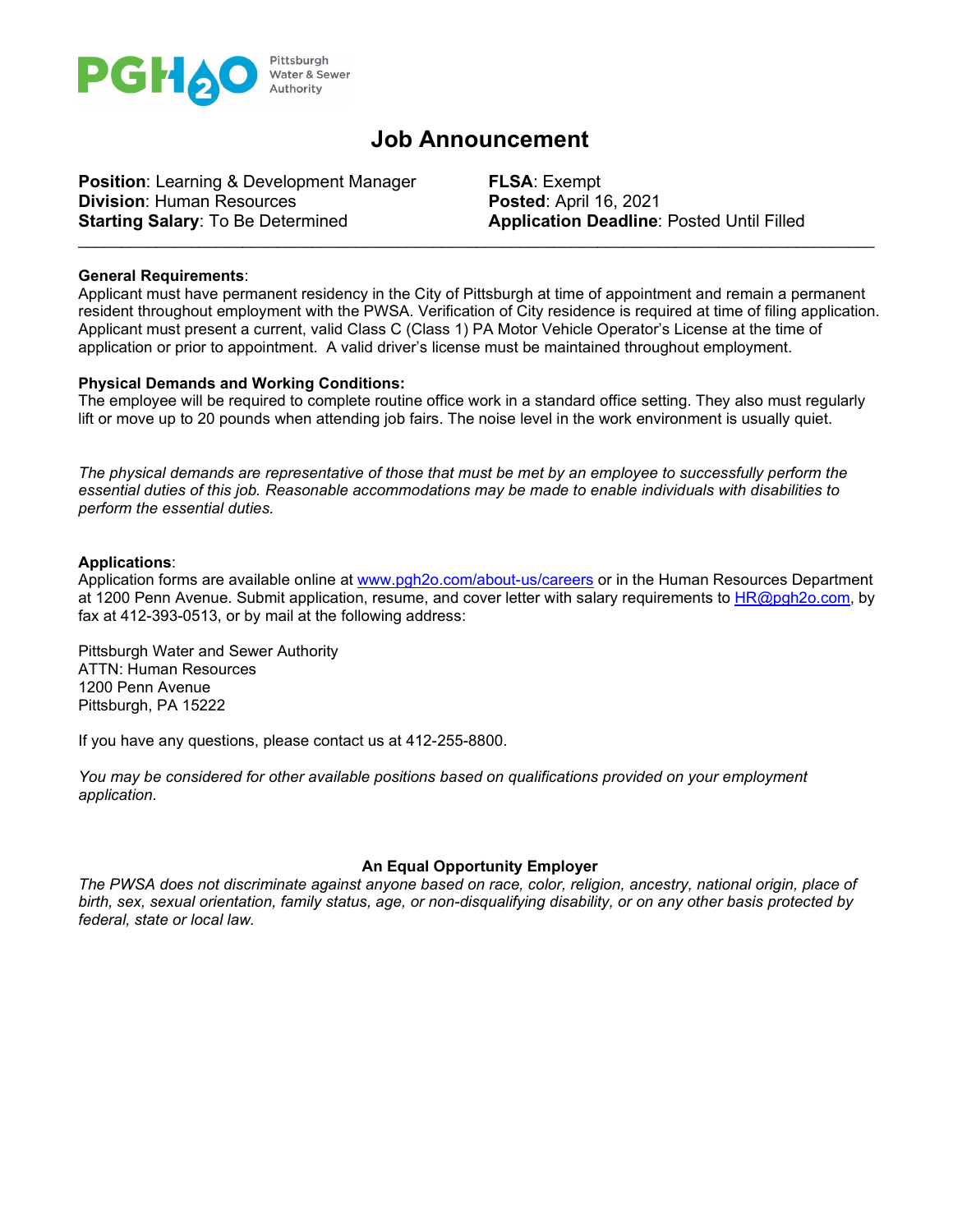PGH2O Pittsburgh Water & Sewer Authority

# Job Announcement

**Position**: Learning & Development Manager
**Division**: Human Resources
**Starting Salary**: To Be Determined

**FLSA**: Exempt
**Posted**: April 16, 2021
**Application Deadline**: Posted Until Filled

---

**General Requirements**:
Applicant must have permanent residency in the City of Pittsburgh at time of appointment and remain a permanent resident throughout employment with the PWSA. Verification of City residence is required at time of filing application. Applicant must present a current, valid Class C (Class 1) PA Motor Vehicle Operator's License at the time of application or prior to appointment. A valid driver's license must be maintained throughout employment.

**Physical Demands and Working Conditions:**
The employee will be required to complete routine office work in a standard office setting. They also must regularly lift or move up to 20 pounds when attending job fairs. The noise level in the work environment is usually quiet.

*The physical demands are representative of those that must be met by an employee to successfully perform the essential duties of this job. Reasonable accommodations may be made to enable individuals with disabilities to perform the essential duties.*

**Applications**:
Application forms are available online at www.pgh2o.com/about-us/careers or in the Human Resources Department at 1200 Penn Avenue. Submit application, resume, and cover letter with salary requirements to HR@pgh2o.com, by fax at 412-393-0513, or by mail at the following address:

Pittsburgh Water and Sewer Authority
ATTN: Human Resources
1200 Penn Avenue
Pittsburgh, PA 15222

If you have any questions, please contact us at 412-255-8800.

*You may be considered for other available positions based on qualifications provided on your employment application.*

**An Equal Opportunity Employer**

*The PWSA does not discriminate against anyone based on race, color, religion, ancestry, national origin, place of birth, sex, sexual orientation, family status, age, or non-disqualifying disability, or on any other basis protected by federal, state or local law.*